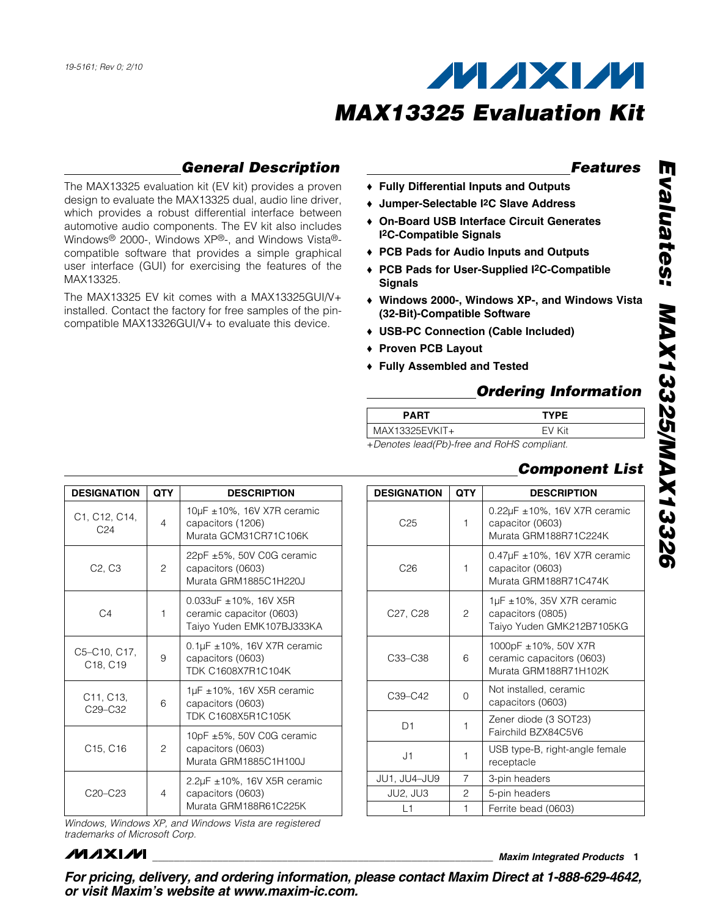19-5161; Rev 0; 2/10

# MAX13325 Evaluation Kit

## General Description

The MAX13325 evaluation kit (EV kit) provides a proven design to evaluate the MAX13325 dual, audio line driver, which provides a robust differential interface between automotive audio components. The EV kit also includes Windows® 2000-, Windows XP®-, and Windows Vista®-compatible software that provides a simple graphical user interface (GUI) for exercising the features of the MAX13325.

The MAX13325 EV kit comes with a MAX13325GUI/V+ installed. Contact the factory for free samples of the pin-compatible MAX13326GUI/V+ to evaluate this device.

## Features

- ♦ Fully Differential Inputs and Outputs
- ♦ Jumper-Selectable I²C Slave Address
- ♦ On-Board USB Interface Circuit Generates I²C-Compatible Signals
- ♦ PCB Pads for Audio Inputs and Outputs
- ♦ PCB Pads for User-Supplied I²C-Compatible Signals
- ♦ Windows 2000-, Windows XP-, and Windows Vista (32-Bit)-Compatible Software
- ♦ USB-PC Connection (Cable Included)
- ♦ Proven PCB Layout
- ♦ Fully Assembled and Tested

## Ordering Information

| PART | TYPE |
|---|---|
| MAX13325EVKIT+ | EV Kit |

*+Denotes lead(Pb)-free and RoHS compliant.*

## Component List

| DESIGNATION | QTY | DESCRIPTION |
|---|---|---|
| C1, C12, C14, C24 | 4 | 10µF ±10%, 16V X7R ceramic capacitors (1206) Murata GCM31CR71C106K |
| C2, C3 | 2 | 22pF ±5%, 50V C0G ceramic capacitors (0603) Murata GRM1885C1H220J |
| C4 | 1 | 0.033uF ±10%, 16V X5R ceramic capacitor (0603) Taiyo Yuden EMK107BJ333KA |
| C5–C10, C17, C18, C19 | 9 | 0.1µF ±10%, 16V X7R ceramic capacitors (0603) TDK C1608X7R1C104K |
| C11, C13, C29–C32 | 6 | 1µF ±10%, 16V X5R ceramic capacitors (0603) TDK C1608X5R1C105K |
| C15, C16 | 2 | 10pF ±5%, 50V C0G ceramic capacitors (0603) Murata GRM1885C1H100J |
| C20–C23 | 4 | 2.2µF ±10%, 16V X5R ceramic capacitors (0603) Murata GRM188R61C225K |
| C25 | 1 | 0.22µF ±10%, 16V X7R ceramic capacitor (0603) Murata GRM188R71C224K |
| C26 | 1 | 0.47µF ±10%, 16V X7R ceramic capacitor (0603) Murata GRM188R71C474K |
| C27, C28 | 2 | 1µF ±10%, 35V X7R ceramic capacitors (0805) Taiyo Yuden GMK212B7105KG |
| C33–C38 | 6 | 1000pF ±10%, 50V X7R ceramic capacitors (0603) Murata GRM188R71H102K |
| C39–C42 | 0 | Not installed, ceramic capacitors (0603) |
| D1 | 1 | Zener diode (3 SOT23) Fairchild BZX84C5V6 |
| J1 | 1 | USB type-B, right-angle female receptacle |
| JU1, JU4–JU9 | 7 | 3-pin headers |
| JU2, JU3 | 2 | 5-pin headers |
| L1 | 1 | Ferrite bead (0603) |

*Windows, Windows XP, and Windows Vista are registered trademarks of Microsoft Corp.*

**For pricing, delivery, and ordering information, please contact Maxim Direct at 1-888-629-4642, or visit Maxim's website at www.maxim-ic.com.**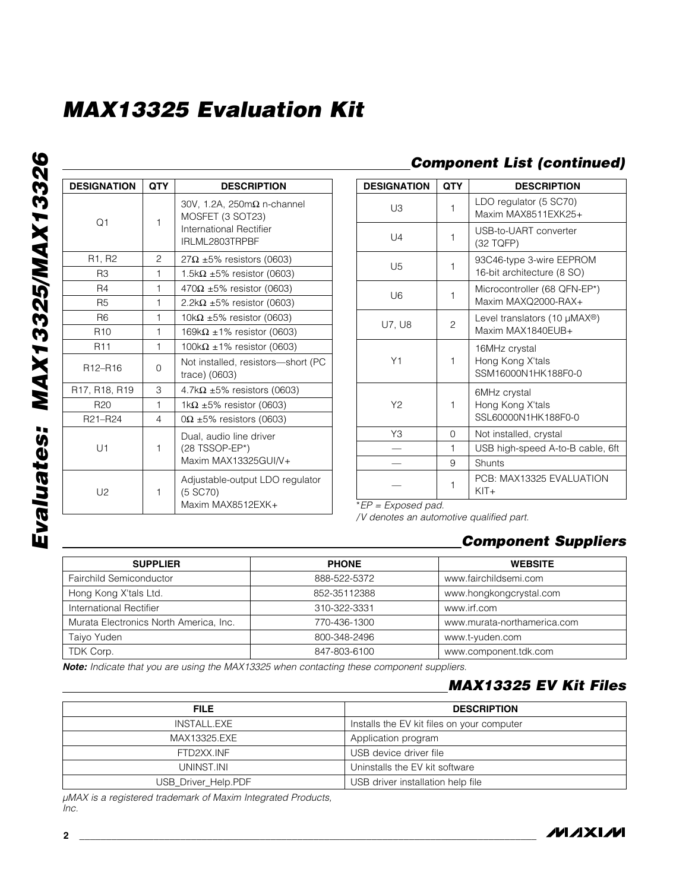## Component List (continued)

| DESIGNATION | QTY | DESCRIPTION |
|---|---|---|
| Q1 | 1 | 30V, 1.2A, 250mΩ n-channel MOSFET (3 SOT23) International Rectifier IRLML2803TRPBF |
| R1, R2 | 2 | 27Ω ±5% resistors (0603) |
| R3 | 1 | 1.5kΩ ±5% resistor (0603) |
| R4 | 1 | 470Ω ±5% resistor (0603) |
| R5 | 1 | 2.2kΩ ±5% resistor (0603) |
| R6 | 1 | 10kΩ ±5% resistor (0603) |
| R10 | 1 | 169kΩ ±1% resistor (0603) |
| R11 | 1 | 100kΩ ±1% resistor (0603) |
| R12–R16 | 0 | Not installed, resistors—short (PC trace) (0603) |
| R17, R18, R19 | 3 | 4.7kΩ ±5% resistors (0603) |
| R20 | 1 | 1kΩ ±5% resistor (0603) |
| R21–R24 | 4 | 0Ω ±5% resistors (0603) |
| U1 | 1 | Dual, audio line driver (28 TSSOP-EP*) Maxim MAX13325GUI/V+ |
| U2 | 1 | Adjustable-output LDO regulator (5 SC70) Maxim MAX8512EXK+ |
| U3 | 1 | LDO regulator (5 SC70) Maxim MAX8511EXK25+ |
| U4 | 1 | USB-to-UART converter (32 TQFP) |
| U5 | 1 | 93C46-type 3-wire EEPROM 16-bit architecture (8 SO) |
| U6 | 1 | Microcontroller (68 QFN-EP*) Maxim MAXQ2000-RAX+ |
| U7, U8 | 2 | Level translators (10 µMAX®) Maxim MAX1840EUB+ |
| Y1 | 1 | 16MHz crystal Hong Kong X'tals SSM16000N1HK188F0-0 |
| Y2 | 1 | 6MHz crystal Hong Kong X'tals SSL60000N1HK188F0-0 |
| Y3 | 0 | Not installed, crystal |
| — | 1 | USB high-speed A-to-B cable, 6ft |
| — | 9 | Shunts |
| — | 1 | PCB: MAX13325 EVALUATION KIT+ |

*EP = Exposed pad.

/V denotes an automotive qualified part.

## Component Suppliers

| SUPPLIER | PHONE | WEBSITE |
|---|---|---|
| Fairchild Semiconductor | 888-522-5372 | www.fairchildsemi.com |
| Hong Kong X'tals Ltd. | 852-35112388 | www.hongkongcrystal.com |
| International Rectifier | 310-322-3331 | www.irf.com |
| Murata Electronics North America, Inc. | 770-436-1300 | www.murata-northamerica.com |
| Taiyo Yuden | 800-348-2496 | www.t-yuden.com |
| TDK Corp. | 847-803-6100 | www.component.tdk.com |

***Note:*** *Indicate that you are using the MAX13325 when contacting these component suppliers.*

## MAX13325 EV Kit Files

| FILE | DESCRIPTION |
|---|---|
| INSTALL.EXE | Installs the EV kit files on your computer |
| MAX13325.EXE | Application program |
| FTD2XX.INF | USB device driver file |
| UNINST.INI | Uninstalls the EV kit software |
| USB_Driver_Help.PDF | USB driver installation help file |

*µMAX is a registered trademark of Maxim Integrated Products, Inc.*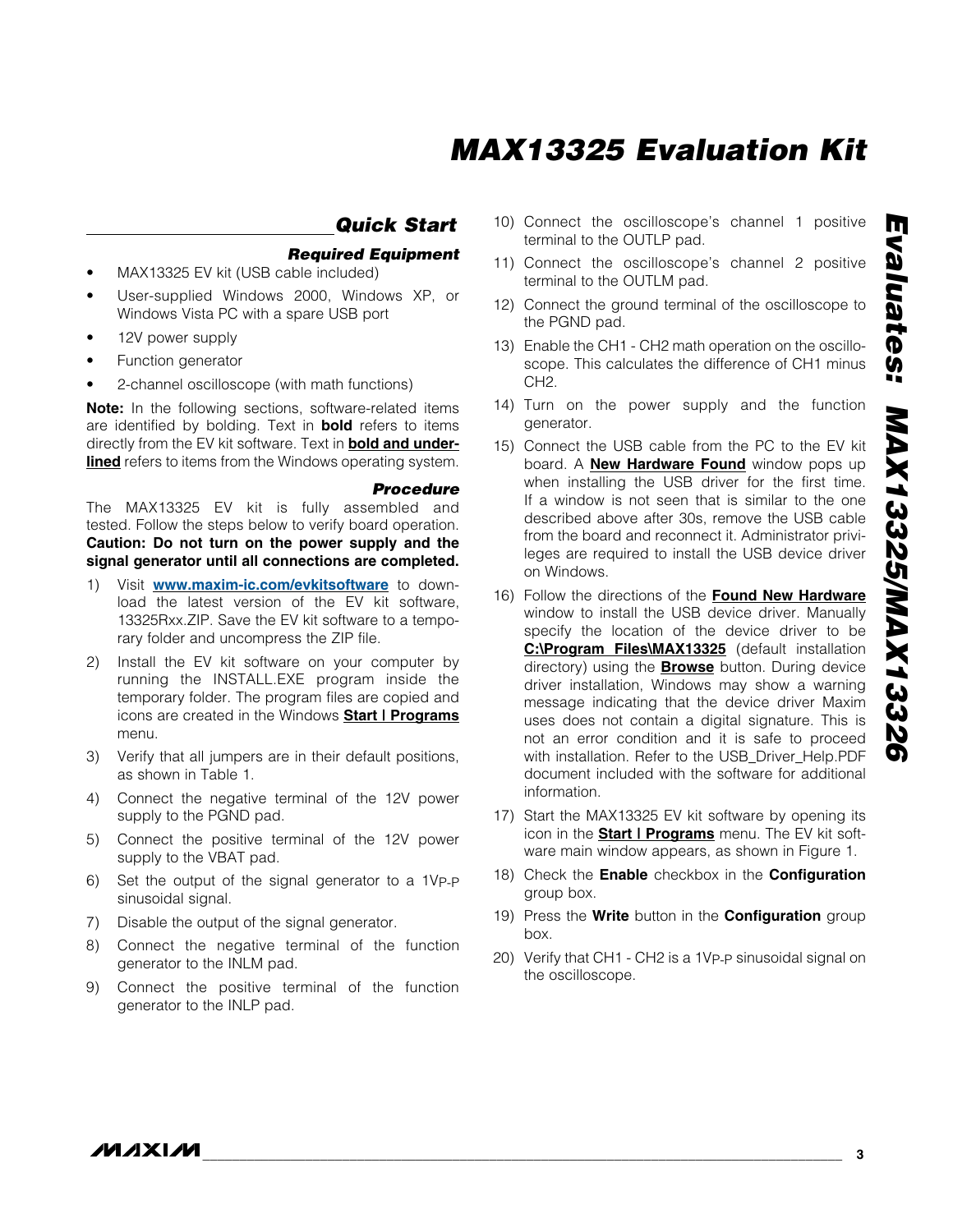## Quick Start

### Required Equipment

- MAX13325 EV kit (USB cable included)
- User-supplied Windows 2000, Windows XP, or Windows Vista PC with a spare USB port
- 12V power supply
- Function generator
- 2-channel oscilloscope (with math functions)

**Note:** In the following sections, software-related items are identified by bolding. Text in **bold** refers to items directly from the EV kit software. Text in **<u>bold and underlined</u>** refers to items from the Windows operating system.

### Procedure

The MAX13325 EV kit is fully assembled and tested. Follow the steps below to verify board operation. **Caution: Do not turn on the power supply and the signal generator until all connections are completed.**

1) Visit **<u>www.maxim-ic.com/evkitsoftware</u>** to download the latest version of the EV kit software, 13325Rxx.ZIP. Save the EV kit software to a temporary folder and uncompress the ZIP file.
2) Install the EV kit software on your computer by running the INSTALL.EXE program inside the temporary folder. The program files are copied and icons are created in the Windows **<u>Start | Programs</u>** menu.
3) Verify that all jumpers are in their default positions, as shown in Table 1.
4) Connect the negative terminal of the 12V power supply to the PGND pad.
5) Connect the positive terminal of the 12V power supply to the VBAT pad.
6) Set the output of the signal generator to a $1V_{P-P}$ sinusoidal signal.
7) Disable the output of the signal generator.
8) Connect the negative terminal of the function generator to the INLM pad.
9) Connect the positive terminal of the function generator to the INLP pad.
10) Connect the oscilloscope's channel 1 positive terminal to the OUTLP pad.
11) Connect the oscilloscope's channel 2 positive terminal to the OUTLM pad.
12) Connect the ground terminal of the oscilloscope to the PGND pad.
13) Enable the CH1 - CH2 math operation on the oscilloscope. This calculates the difference of CH1 minus CH2.
14) Turn on the power supply and the function generator.
15) Connect the USB cable from the PC to the EV kit board. A **<u>New Hardware Found</u>** window pops up when installing the USB driver for the first time. If a window is not seen that is similar to the one described above after 30s, remove the USB cable from the board and reconnect it. Administrator privileges are required to install the USB device driver on Windows.
16) Follow the directions of the **<u>Found New Hardware</u>** window to install the USB device driver. Manually specify the location of the device driver to be **<u>C:\Program Files\MAX13325</u>** (default installation directory) using the **<u>Browse</u>** button. During device driver installation, Windows may show a warning message indicating that the device driver Maxim uses does not contain a digital signature. This is not an error condition and it is safe to proceed with installation. Refer to the USB_Driver_Help.PDF document included with the software for additional information.
17) Start the MAX13325 EV kit software by opening its icon in the **<u>Start | Programs</u>** menu. The EV kit software main window appears, as shown in Figure 1.
18) Check the **Enable** checkbox in the **Configuration** group box.
19) Press the **Write** button in the **Configuration** group box.
20) Verify that CH1 - CH2 is a $1V_{P-P}$ sinusoidal signal on the oscilloscope.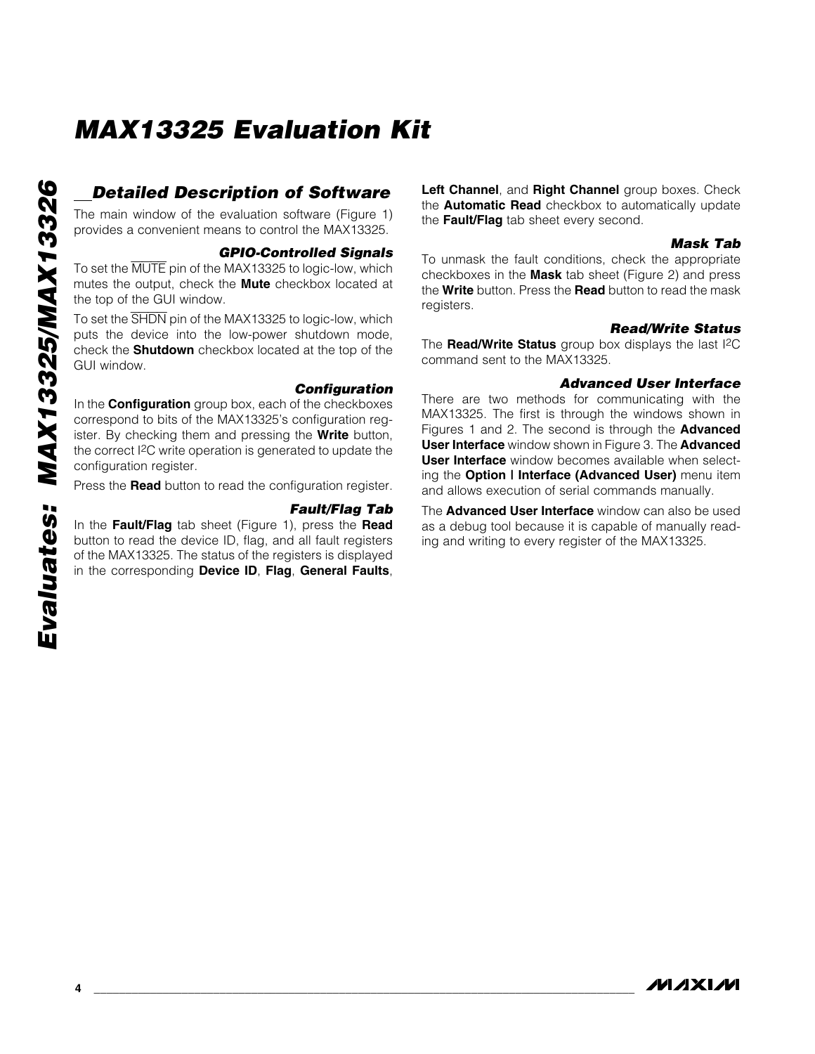## Detailed Description of Software

The main window of the evaluation software (Figure 1) provides a convenient means to control the MAX13325.

### GPIO-Controlled Signals

To set the $\overline{\text{MUTE}}$ pin of the MAX13325 to logic-low, which mutes the output, check the **Mute** checkbox located at the top of the GUI window.

To set the $\overline{\text{SHDN}}$ pin of the MAX13325 to logic-low, which puts the device into the low-power shutdown mode, check the **Shutdown** checkbox located at the top of the GUI window.

### Configuration

In the **Configuration** group box, each of the checkboxes correspond to bits of the MAX13325's configuration register. By checking them and pressing the **Write** button, the correct I2C write operation is generated to update the configuration register.

Press the **Read** button to read the configuration register.

### Fault/Flag Tab

In the **Fault/Flag** tab sheet (Figure 1), press the **Read** button to read the device ID, flag, and all fault registers of the MAX13325. The status of the registers is displayed in the corresponding **Device ID**, **Flag**, **General Faults**, **Left Channel**, and **Right Channel** group boxes. Check the **Automatic Read** checkbox to automatically update the **Fault/Flag** tab sheet every second.

### Mask Tab

To unmask the fault conditions, check the appropriate checkboxes in the **Mask** tab sheet (Figure 2) and press the **Write** button. Press the **Read** button to read the mask registers.

### Read/Write Status

The **Read/Write Status** group box displays the last I2C command sent to the MAX13325.

### Advanced User Interface

There are two methods for communicating with the MAX13325. The first is through the windows shown in Figures 1 and 2. The second is through the **Advanced User Interface** window shown in Figure 3. The **Advanced User Interface** window becomes available when selecting the **Option | Interface (Advanced User)** menu item and allows execution of serial commands manually.

The **Advanced User Interface** window can also be used as a debug tool because it is capable of manually reading and writing to every register of the MAX13325.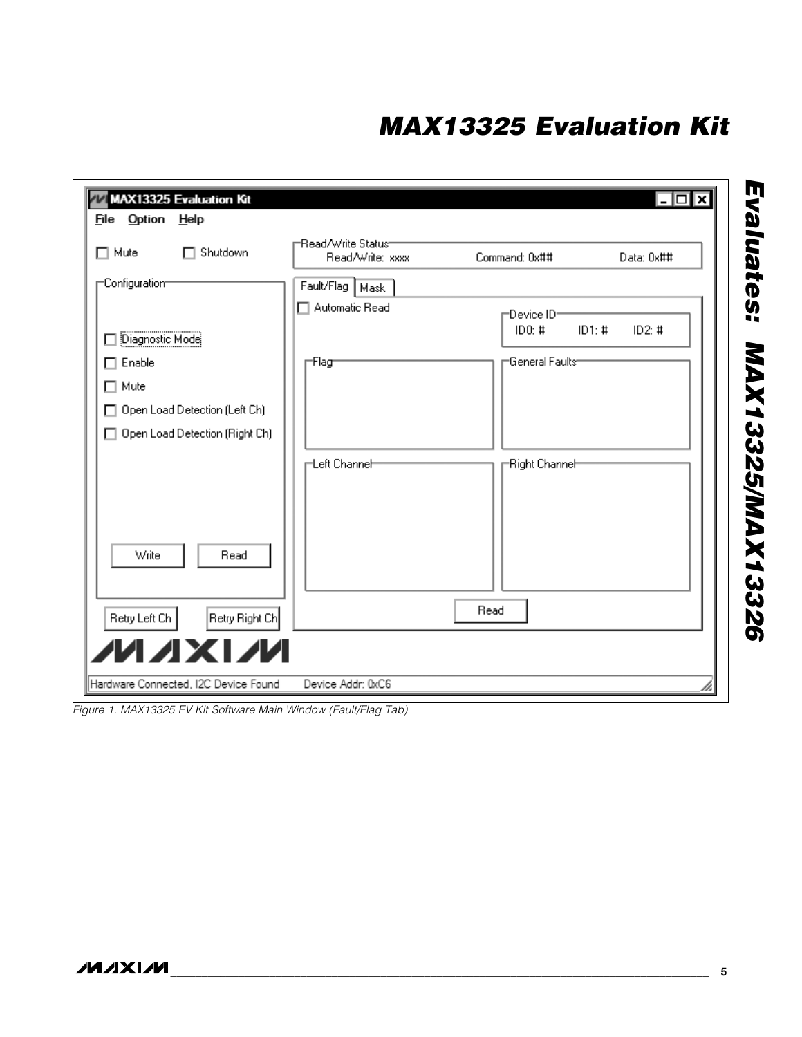MAX13325 Evaluation Kit

File Option Help

☐ Mute ☐ Shutdown

Configuration

☐ Diagnostic Mode

☐ Enable

☐ Mute

☐ Open Load Detection (Left Ch)

☐ Open Load Detection (Right Ch)

Write Read

Retry Left Ch Retry Right Ch

Read/Write Status

Read/Write: xxxx Command: 0x## Data: 0x##

Fault/Flag Mask

☐ Automatic Read

Device ID

ID0: # ID1: # ID2: #

Flag

General Faults

Left Channel

Right Channel

Read

Hardware Connected, I2C Device Found Device Addr: 0xC6

*Figure 1. MAX13325 EV Kit Software Main Window (Fault/Flag Tab)*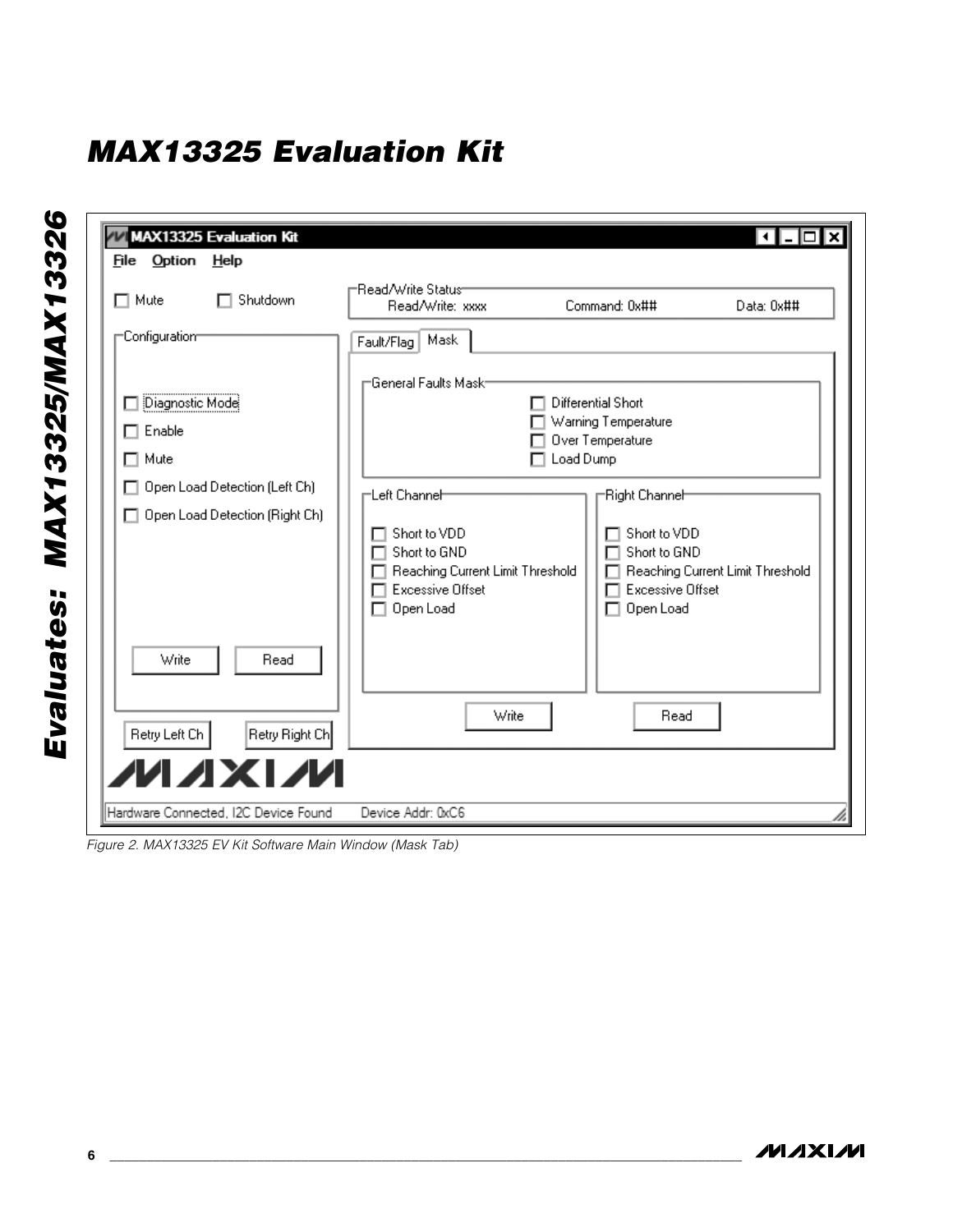# MAX13325 Evaluation Kit

MAX13325 Evaluation Kit

File Option Help

Mute Shutdown

Read/Write Status
Read/Write: xxxx Command: 0x## Data: 0x##

Configuration

Diagnostic Mode
Enable
Mute
Open Load Detection (Left Ch)
Open Load Detection (Right Ch)

Write Read

Retry Left Ch Retry Right Ch

Fault/Flag Mask

General Faults Mask
Differential Short
Warning Temperature
Over Temperature
Load Dump

Left Channel
Short to VDD
Short to GND
Reaching Current Limit Threshold
Excessive Offset
Open Load

Right Channel
Short to VDD
Short to GND
Reaching Current Limit Threshold
Excessive Offset
Open Load

Write Read

Hardware Connected, I2C Device Found Device Addr: 0xC6

*Figure 2. MAX13325 EV Kit Software Main Window (Mask Tab)*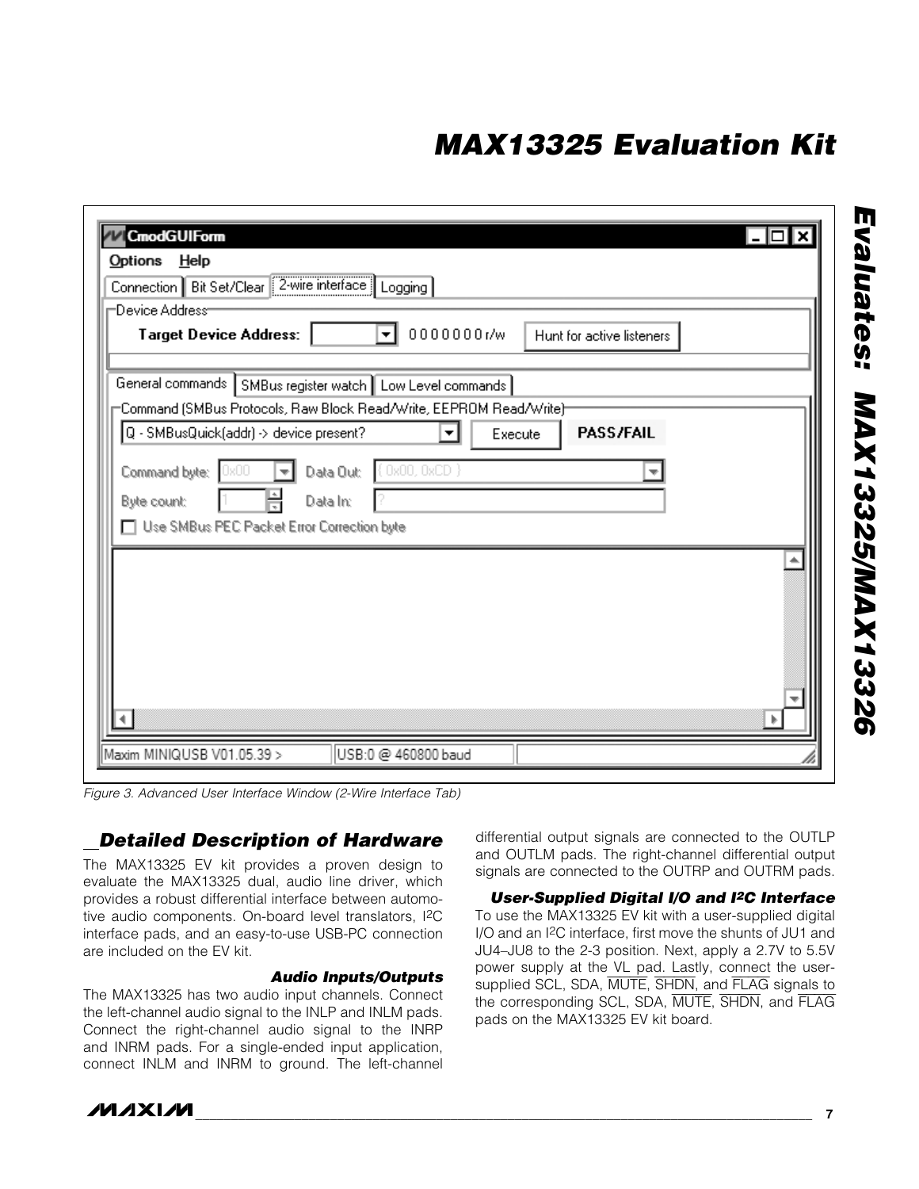Figure 3. Advanced User Interface Window (2-Wire Interface Tab)

## Detailed Description of Hardware

The MAX13325 EV kit provides a proven design to evaluate the MAX13325 dual, audio line driver, which provides a robust differential interface between automotive audio components. On-board level translators, I2C interface pads, and an easy-to-use USB-PC connection are included on the EV kit.

### Audio Inputs/Outputs

The MAX13325 has two audio input channels. Connect the left-channel audio signal to the INLP and INLM pads. Connect the right-channel audio signal to the INRP and INRM pads. For a single-ended input application, connect INLM and INRM to ground. The left-channel differential output signals are connected to the OUTLP and OUTLM pads. The right-channel differential output signals are connected to the OUTRP and OUTRM pads.

### User-Supplied Digital I/O and I2C Interface

To use the MAX13325 EV kit with a user-supplied digital I/O and an I2C interface, first move the shunts of JU1 and JU4–JU8 to the 2-3 position. Next, apply a 2.7V to 5.5V power supply at the VL pad. Lastly, connect the user-supplied SCL, SDA, $\overline{\text{MUTE}}$, $\overline{\text{SHDN}}$, and $\overline{\text{FLAG}}$ signals to the corresponding SCL, SDA, $\overline{\text{MUTE}}$, $\overline{\text{SHDN}}$, and $\overline{\text{FLAG}}$ pads on the MAX13325 EV kit board.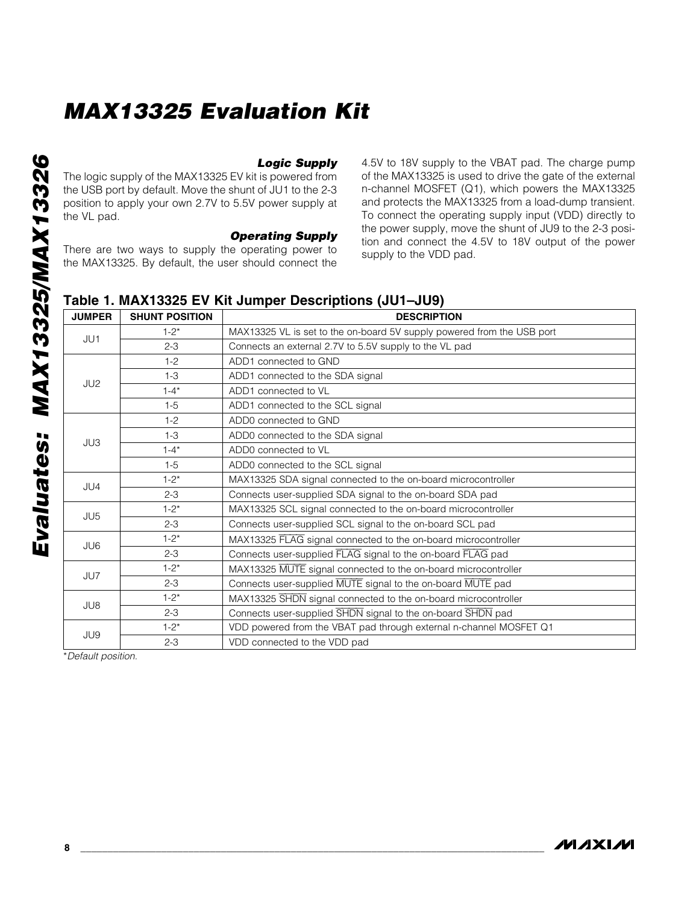### Logic Supply

The logic supply of the MAX13325 EV kit is powered from the USB port by default. Move the shunt of JU1 to the 2-3 position to apply your own 2.7V to 5.5V power supply at the VL pad.

### Operating Supply

There are two ways to supply the operating power to the MAX13325. By default, the user should connect the 4.5V to 18V supply to the VBAT pad. The charge pump of the MAX13325 is used to drive the gate of the external n-channel MOSFET (Q1), which powers the MAX13325 and protects the MAX13325 from a load-dump transient. To connect the operating supply input (VDD) directly to the power supply, move the shunt of JU9 to the 2-3 position and connect the 4.5V to 18V output of the power supply to the VDD pad.

**Table 1. MAX13325 EV Kit Jumper Descriptions (JU1–JU9)**

| JUMPER | SHUNT POSITION | DESCRIPTION |
|---|---|---|
| JU1 | 1-2* | MAX13325 VL is set to the on-board 5V supply powered from the USB port |
| | 2-3 | Connects an external 2.7V to 5.5V supply to the VL pad |
| JU2 | 1-2 | ADD1 connected to GND |
| | 1-3 | ADD1 connected to the SDA signal |
| | 1-4* | ADD1 connected to VL |
| | 1-5 | ADD1 connected to the SCL signal |
| JU3 | 1-2 | ADD0 connected to GND |
| | 1-3 | ADD0 connected to the SDA signal |
| | 1-4* | ADD0 connected to VL |
| | 1-5 | ADD0 connected to the SCL signal |
| JU4 | 1-2* | MAX13325 SDA signal connected to the on-board microcontroller |
| | 2-3 | Connects user-supplied SDA signal to the on-board SDA pad |
| JU5 | 1-2* | MAX13325 SCL signal connected to the on-board microcontroller |
| | 2-3 | Connects user-supplied SCL signal to the on-board SCL pad |
| JU6 | 1-2* | MAX13325 $\overline{\text{FLAG}}$ signal connected to the on-board microcontroller |
| | 2-3 | Connects user-supplied $\overline{\text{FLAG}}$ signal to the on-board $\overline{\text{FLAG}}$ pad |
| JU7 | 1-2* | MAX13325 $\overline{\text{MUTE}}$ signal connected to the on-board microcontroller |
| | 2-3 | Connects user-supplied $\overline{\text{MUTE}}$ signal to the on-board $\overline{\text{MUTE}}$ pad |
| JU8 | 1-2* | MAX13325 $\overline{\text{SHDN}}$ signal connected to the on-board microcontroller |
| | 2-3 | Connects user-supplied $\overline{\text{SHDN}}$ signal to the on-board $\overline{\text{SHDN}}$ pad |
| JU9 | 1-2* | VDD powered from the VBAT pad through external n-channel MOSFET Q1 |
| | 2-3 | VDD connected to the VDD pad |

*Default position.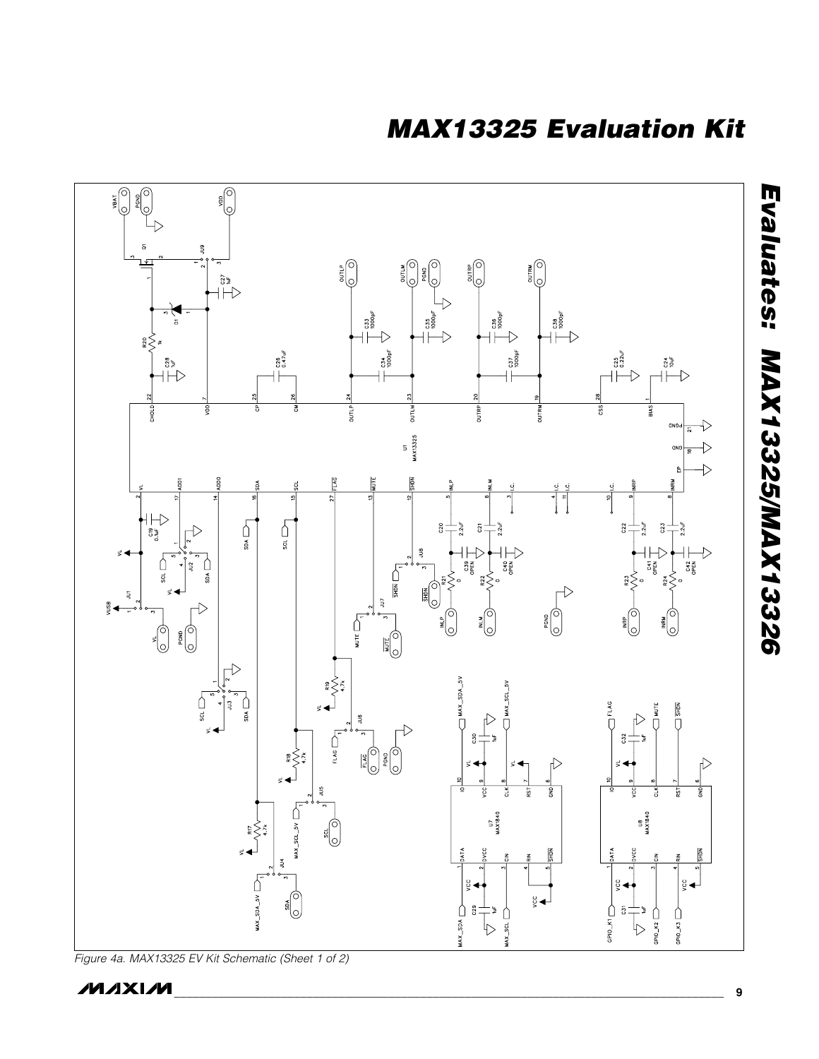Figure 4a. MAX13325 EV Kit Schematic (Sheet 1 of 2)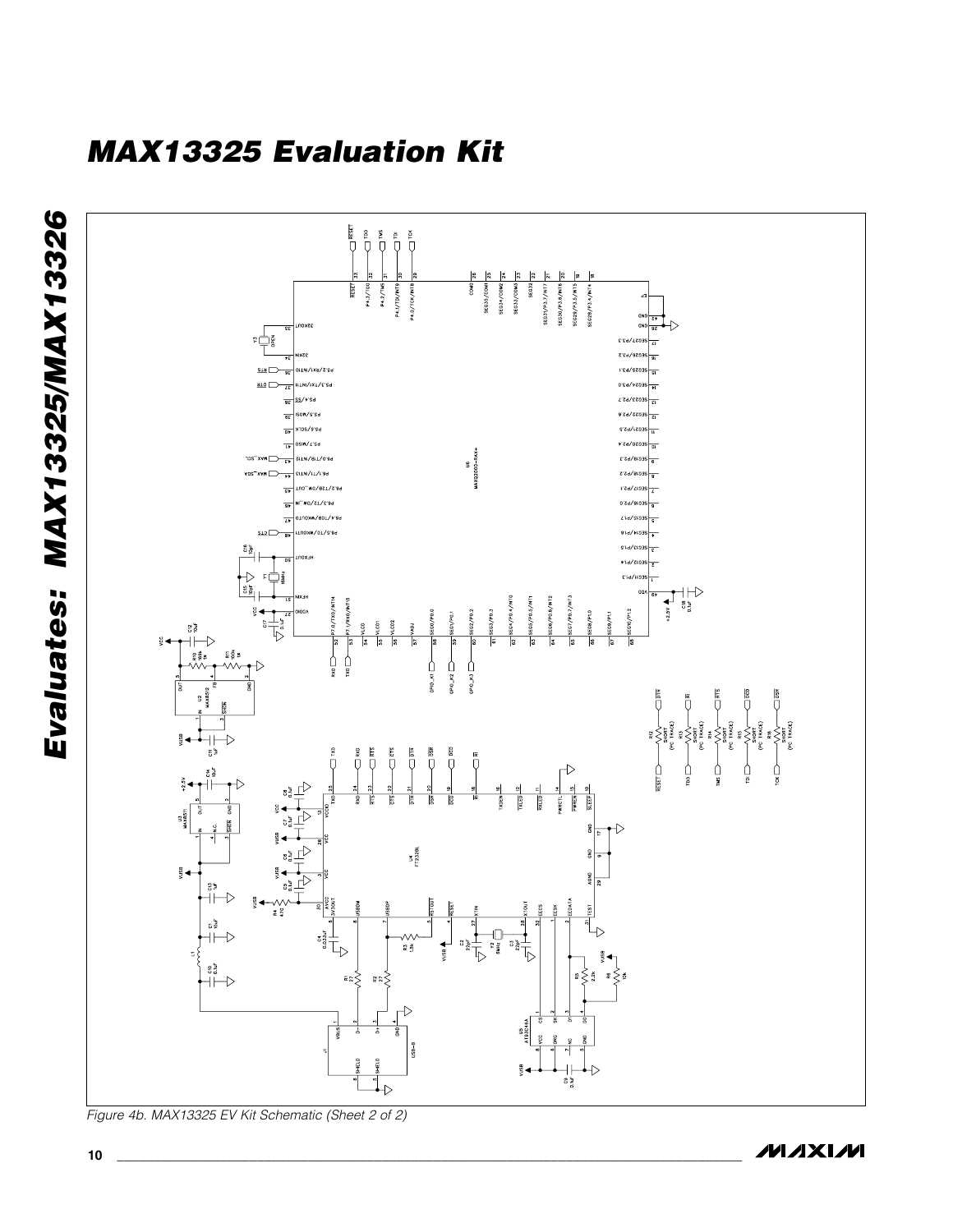# MAX13325 Evaluation Kit

*Figure 4b. MAX13325 EV Kit Schematic (Sheet 2 of 2)*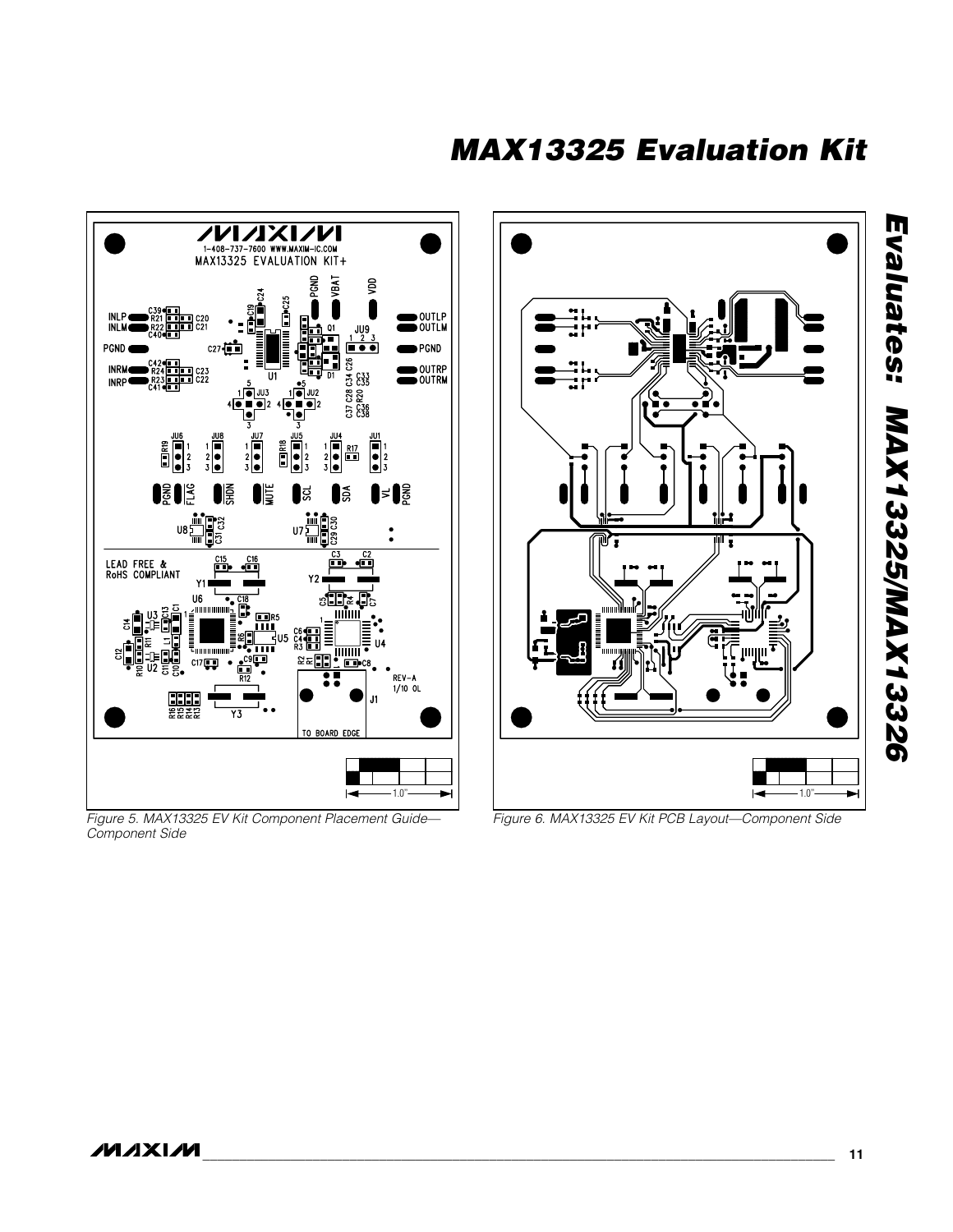# MAX13325 Evaluation Kit

Figure 5. MAX13325 EV Kit Component Placement Guide—Component Side

Figure 6. MAX13325 EV Kit PCB Layout—Component Side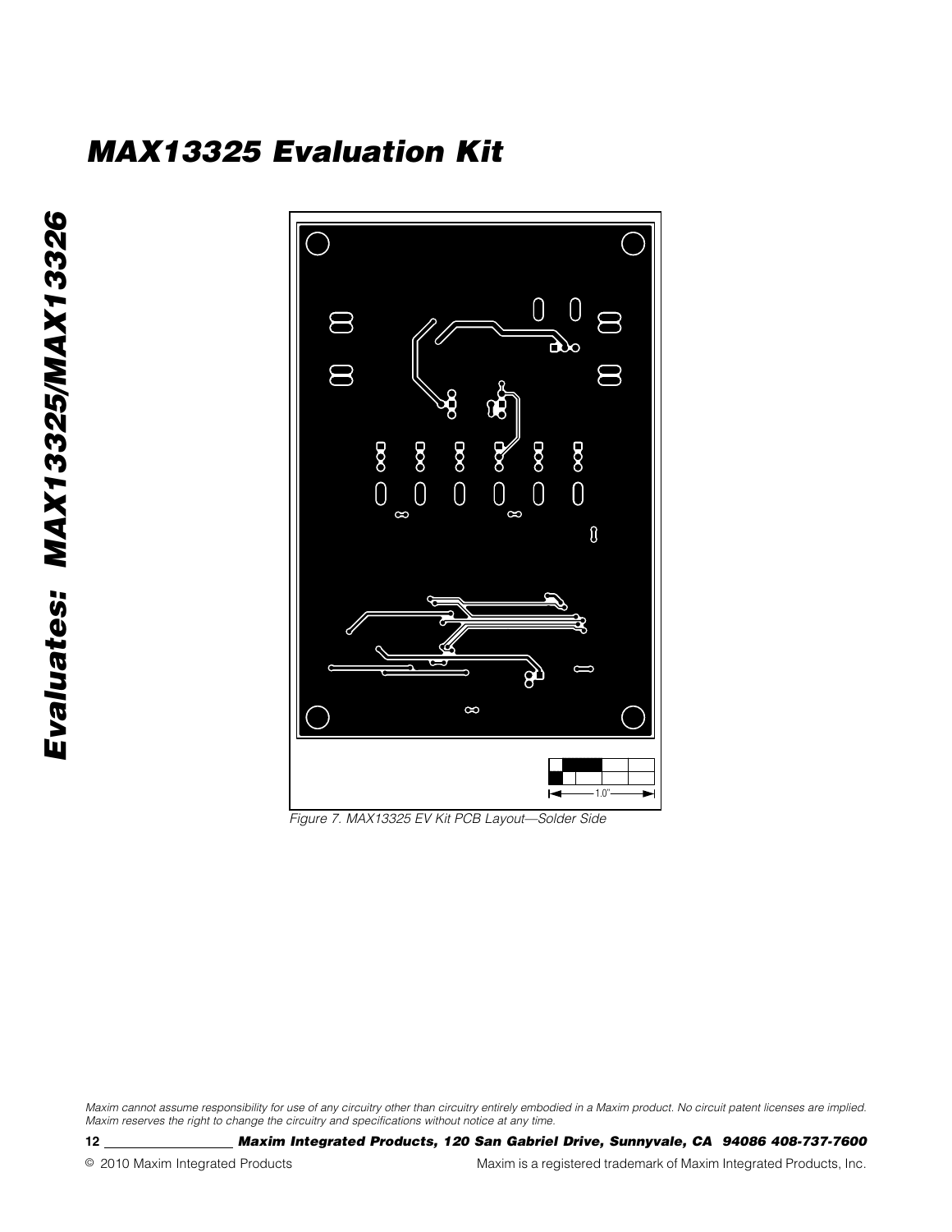# MAX13325 Evaluation Kit

1.0"

*Figure 7. MAX13325 EV Kit PCB Layout—Solder Side*

*Maxim cannot assume responsibility for use of any circuitry other than circuitry entirely embodied in a Maxim product. No circuit patent licenses are implied. Maxim reserves the right to change the circuitry and specifications without notice at any time.*

***Maxim Integrated Products, 120 San Gabriel Drive, Sunnyvale, CA 94086 408-737-7600***

© 2010 Maxim Integrated Products

Maxim is a registered trademark of Maxim Integrated Products, Inc.